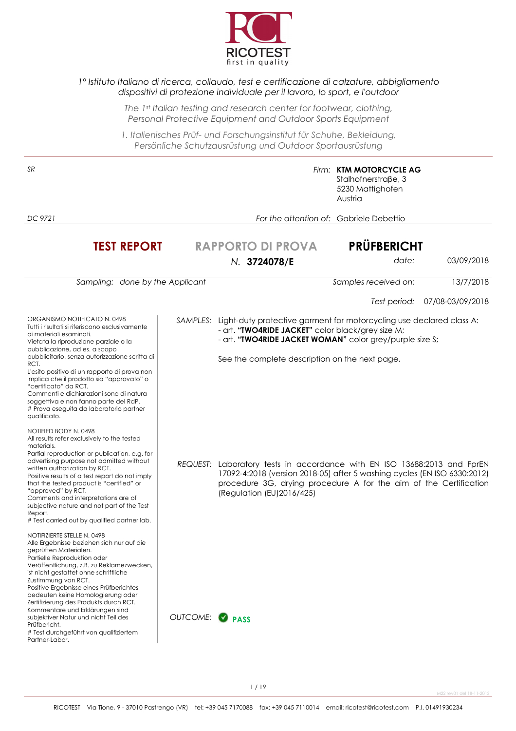RCT
**RICOTEST**
first in quality

*1° Istituto Italiano di ricerca, collaudo, test e certificazione di calzature, abbigliamento dispositivi di protezione individuale per il lavoro, lo sport, e l'outdoor*

*The 1st Italian testing and research center for footwear, clothing, Personal Protective Equipment and Outdoor Sports Equipment*

*1. Italienisches Prüf- und Forschungsinstitut für Schuhe, Bekleidung, Persönliche Schutzausrüstung und Outdoor Sportausrüstung*

---

*SR*

*Firm:* **KTM MOTORCYCLE AG**
Stalhofnerstraβe, 3
5230 Mattighofen
Austria

*DC 9721*

*For the attention of:* Gabriele Debettio

# TEST REPORT — RAPPORTO DI PROVA — PRÜFBERICHT

*N.* **3724078/E**

*date:* 03/09/2018

*Sampling:* *done by the Applicant*

*Samples received on:* 13/7/2018

*Test period:* 07/08-03/09/2018

ORGANISMO NOTIFICATO N. 0498
Tutti i risultati si riferiscono esclusivamente ai materiali esaminati.
Vietata la riproduzione parziale o la pubblicazione, ad es. a scopo pubblicitario, senza autorizzazione scritta di RCT.
L'esito positivo di un rapporto di prova non implica che il prodotto sia "approvato" o "certificato" da RCT.
Commenti e dichiarazioni sono di natura soggettiva e non fanno parte del RdP.
# Prova eseguita da laboratorio partner qualificato.

NOTIFIED BODY N. 0498
All results refer exclusively to the tested materials.
Partial reproduction or publication, e.g. for advertising purpose not admitted without written authorization by RCT.
Positive results of a test report do not imply that the tested product is "certified" or "approved" by RCT.
Comments and interpretations are of subjective nature and not part of the Test Report.
# Test carried out by qualified partner lab.

NOTIFIZIERTE STELLE N. 0498
Alle Ergebnisse beziehen sich nur auf die geprüften Materialen.
Partielle Reproduktion oder Veröffentlichung, z.B. zu Reklamezwecken, ist nicht gestattet ohne schriftliche Zustimmung von RCT.
Positive Ergebnisse eines Prüfberichtes bedeuten keine Homologierung oder Zertifizierung des Produkts durch RCT.
Kommentare und Erklärungen sind subjektiver Natur und nicht Teil des Prüfbericht.
# Test durchgeführt von qualifiziertem Partner-Labor.

*SAMPLES:* Light-duty protective garment for motorcycling use declared class A:
- art. **"TWO4RIDE JACKET"** color black/grey size M;
- art. **"TWO4RIDE JACKET WOMAN"** color grey/purple size S;

See the complete description on the next page.

*REQUEST:* Laboratory tests in accordance with EN ISO 13688:2013 and FprEN 17092-4:2018 (version 2018-05) after 5 washing cycles (EN ISO 6330:2012) procedure 3G, drying procedure A for the aim of the Certification (Regulation (EU)2016/425)

*OUTCOME:* ✔ **PASS**

M22 rev01 del 18-11-2013

RICOTEST Via Tione, 9 - 37010 Pastrengo (VR) tel: +39 045 7170088 fax: +39 045 7110014 email: ricotest@ricotest.com P.I. 01491930234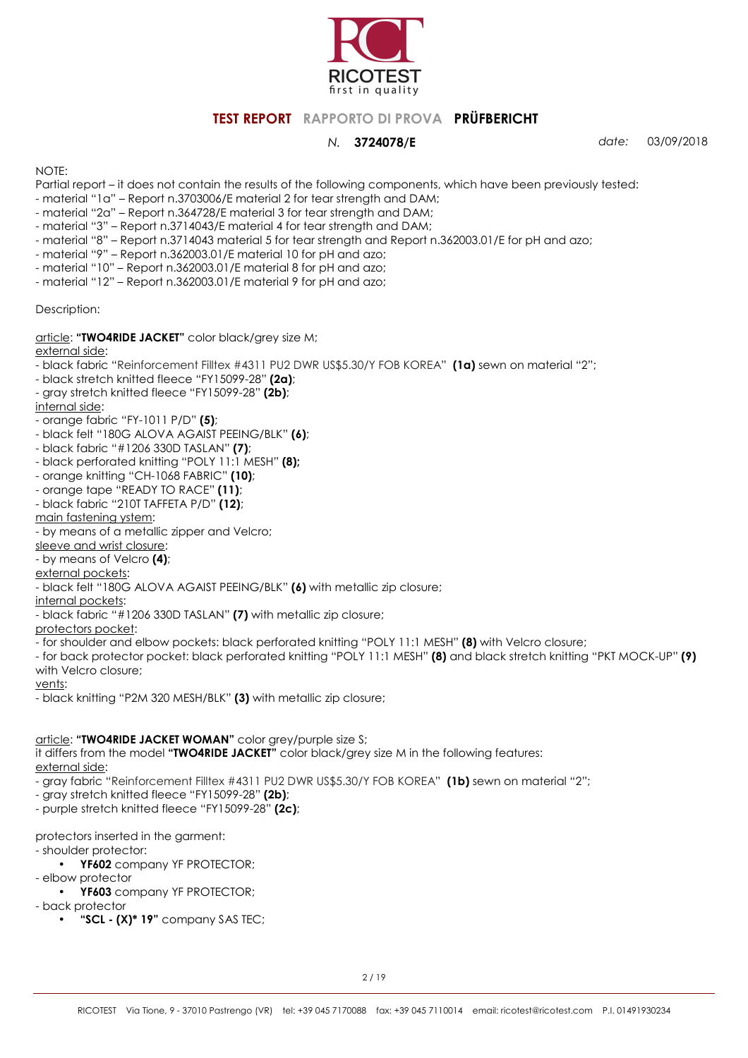# TEST REPORT RAPPORTO DI PROVA PRÜFBERICHT

*N.* **3724078/E** *date:* 03/09/2018

NOTE:

Partial report – it does not contain the results of the following components, which have been previously tested:

- material "1a" – Report n.3703006/E material 2 for tear strength and DAM;
- material "2a" – Report n.364728/E material 3 for tear strength and DAM;
- material "3" – Report n.3714043/E material 4 for tear strength and DAM;
- material "8" – Report n.3714043 material 5 for tear strength and Report n.362003.01/E for pH and azo;
- material "9" – Report n.362003.01/E material 10 for pH and azo;
- material "10" – Report n.362003.01/E material 8 for pH and azo;
- material "12" – Report n.362003.01/E material 9 for pH and azo;

Description:

article: **"TWO4RIDE JACKET"** color black/grey size M;

external side:

- black fabric "Reinforcement Filltex #4311 PU2 DWR US$5.30/Y FOB KOREA" **(1a)** sewn on material "2";
- black stretch knitted fleece "FY15099-28" **(2a)**;
- gray stretch knitted fleece "FY15099-28" **(2b)**;

internal side:

- orange fabric "FY-1011 P/D" **(5)**;
- black felt "180G ALOVA AGAIST PEEING/BLK" **(6)**;
- black fabric "#1206 330D TASLAN" **(7)**;
- black perforated knitting "POLY 11:1 MESH" **(8);**
- orange knitting "CH-1068 FABRIC" **(10)**;
- orange tape "READY TO RACE" **(11)**;
- black fabric "210T TAFFETA P/D" **(12)**;

main fastening ystem:

- by means of a metallic zipper and Velcro;

sleeve and wrist closure:

- by means of Velcro **(4)**;

external pockets:

- black felt "180G ALOVA AGAIST PEEING/BLK" **(6)** with metallic zip closure;

internal pockets:

- black fabric "#1206 330D TASLAN" **(7)** with metallic zip closure;

protectors pocket:

- for shoulder and elbow pockets: black perforated knitting "POLY 11:1 MESH" **(8)** with Velcro closure;
- for back protector pocket: black perforated knitting "POLY 11:1 MESH" **(8)** and black stretch knitting "PKT MOCK-UP" **(9)** with Velcro closure;

vents:

- black knitting "P2M 320 MESH/BLK" **(3)** with metallic zip closure;

article: **"TWO4RIDE JACKET WOMAN"** color grey/purple size S;

it differs from the model **"TWO4RIDE JACKET"** color black/grey size M in the following features:

external side:

- gray fabric "Reinforcement Filltex #4311 PU2 DWR US$5.30/Y FOB KOREA" **(1b)** sewn on material "2";
- gray stretch knitted fleece "FY15099-28" **(2b)**;
- purple stretch knitted fleece "FY15099-28" **(2c)**;

protectors inserted in the garment:

- shoulder protector:
  - **YF602** company YF PROTECTOR;
- elbow protector
  - **YF603** company YF PROTECTOR;
- back protector
  - **"SCL - (X)* 19"** company SAS TEC;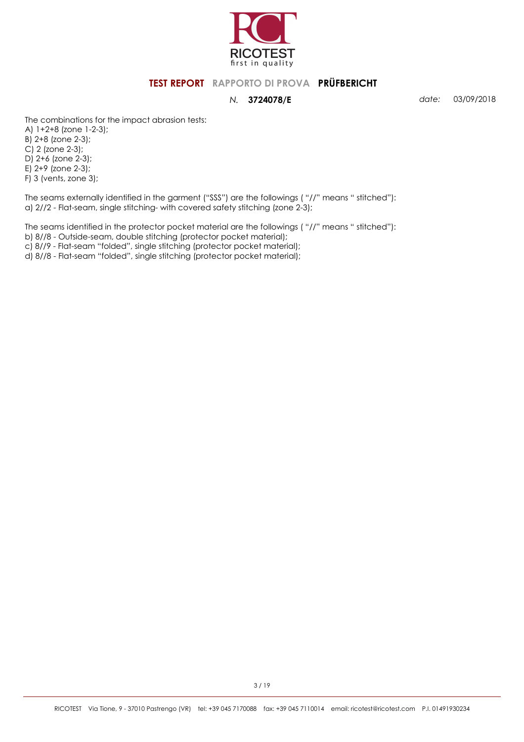The combinations for the impact abrasion tests:
A) 1+2+8 (zone 1-2-3);
B) 2+8 (zone 2-3);
C) 2 (zone 2-3);
D) 2+6 (zone 2-3);
E) 2+9 (zone 2-3);
F) 3 (vents, zone 3);

The seams externally identified in the garment ("SSS") are the followings ( "//" means " stitched"):
a) 2//2 - Flat-seam, single stitching- with covered safety stitching (zone 2-3);

The seams identified in the protector pocket material are the followings ( "//" means " stitched"):
b) 8//8 - Outside-seam, double stitching (protector pocket material);
c) 8//9 - Flat-seam "folded", single stitching (protector pocket material);
d) 8//8 - Flat-seam "folded", single stitching (protector pocket material);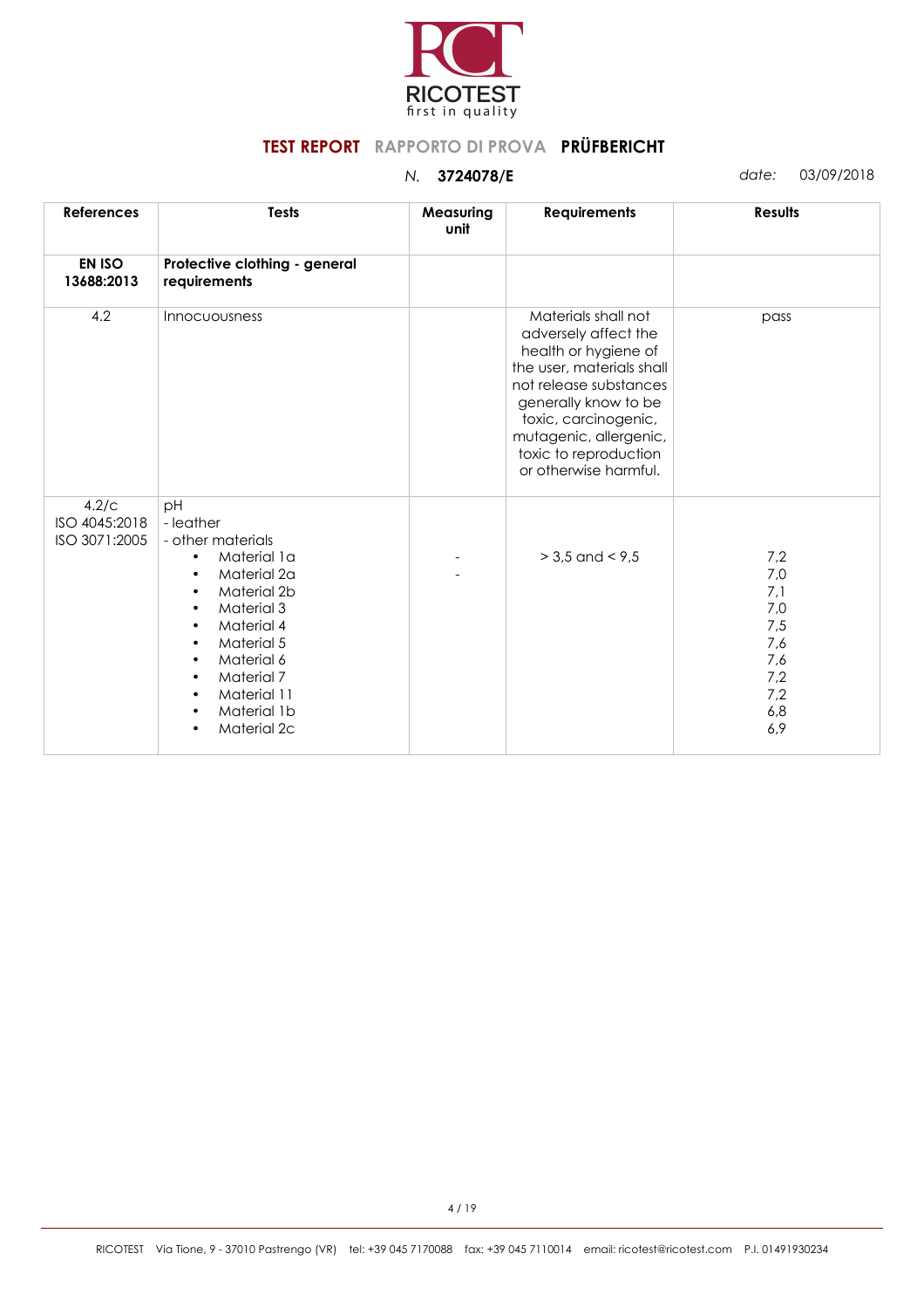**TEST REPORT** RAPPORTO DI PROVA **PRÜFBERICHT**

*N.* **3724078/E** *date:* 03/09/2018

| References | Tests | Measuring unit | Requirements | Results |
|---|---|---|---|---|
| **EN ISO 13688:2013** | **Protective clothing - general requirements** | | | |
| 4.2 | Innocuousness | | Materials shall not adversely affect the health or hygiene of the user, materials shall not release substances generally know to be toxic, carcinogenic, mutagenic, allergenic, toxic to reproduction or otherwise harmful. | pass |
| 4.2/c<br>ISO 4045:2018<br>ISO 3071:2005 | pH<br>- leather<br>- other materials<br>• Material 1a<br>• Material 2a<br>• Material 2b<br>• Material 3<br>• Material 4<br>• Material 5<br>• Material 6<br>• Material 7<br>• Material 11<br>• Material 1b<br>• Material 2c | -<br>- | > 3,5 and < 9,5 | 7,2<br>7,0<br>7,1<br>7,0<br>7,5<br>7,6<br>7,6<br>7,2<br>7,2<br>6,8<br>6,9 |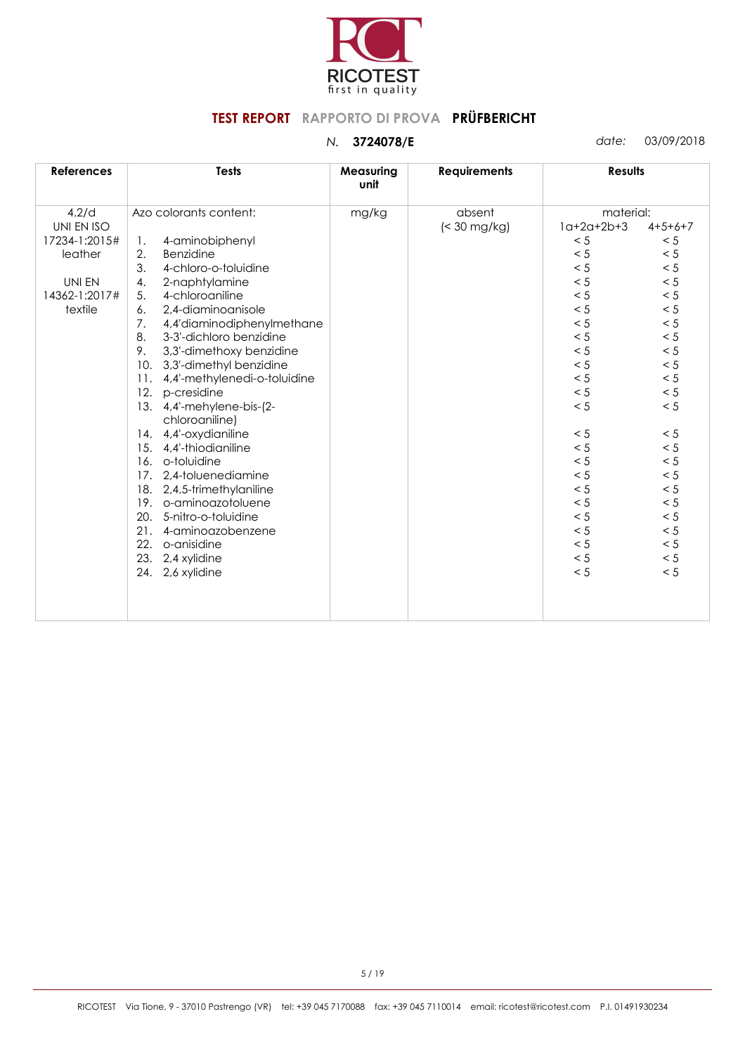RICOTEST
first in quality

**TEST REPORT** RAPPORTO DI PROVA **PRÜFBERICHT**

*N.* **3724078/E** *date:* 03/09/2018

| References | Tests | Measuring unit | Requirements | Results | |
|---|---|---|---|---|---|
| 4.2/d UNI EN ISO 17234-1:2015# leather<br><br>UNI EN 14362-1:2017# textile | Azo colorants content: | mg/kg | absent (< 30 mg/kg) | material: | |
| | | | | 1a+2a+2b+3 | 4+5+6+7 |
| | 1. 4-aminobiphenyl | | | < 5 | < 5 |
| | 2. Benzidine | | | < 5 | < 5 |
| | 3. 4-chloro-o-toluidine | | | < 5 | < 5 |
| | 4. 2-naphtylamine | | | < 5 | < 5 |
| | 5. 4-chloroaniline | | | < 5 | < 5 |
| | 6. 2,4-diaminoanisole | | | < 5 | < 5 |
| | 7. 4,4'diaminodiphenylmethane | | | < 5 | < 5 |
| | 8. 3-3'-dichloro benzidine | | | < 5 | < 5 |
| | 9. 3,3'-dimethoxy benzidine | | | < 5 | < 5 |
| | 10. 3,3'-dimethyl benzidine | | | < 5 | < 5 |
| | 11. 4,4'-methylenedi-o-toluidine | | | < 5 | < 5 |
| | 12. p-cresidine | | | < 5 | < 5 |
| | 13. 4,4'-mehylene-bis-(2-chloroaniline) | | | < 5 | < 5 |
| | 14. 4,4'-oxydianiline | | | < 5 | < 5 |
| | 15. 4,4'-thiodianiline | | | < 5 | < 5 |
| | 16. o-toluidine | | | < 5 | < 5 |
| | 17. 2,4-toluenediamine | | | < 5 | < 5 |
| | 18. 2,4,5-trimethylaniline | | | < 5 | < 5 |
| | 19. o-aminoazotoluene | | | < 5 | < 5 |
| | 20. 5-nitro-o-toluidine | | | < 5 | < 5 |
| | 21. 4-aminoazobenzene | | | < 5 | < 5 |
| | 22. o-anisidine | | | < 5 | < 5 |
| | 23. 2,4 xylidine | | | < 5 | < 5 |
| | 24. 2,6 xylidine | | | < 5 | < 5 |

RICOTEST Via Tione, 9 - 37010 Pastrengo (VR) tel: +39 045 7170088 fax: +39 045 7110014 email: ricotest@ricotest.com P.I. 01491930234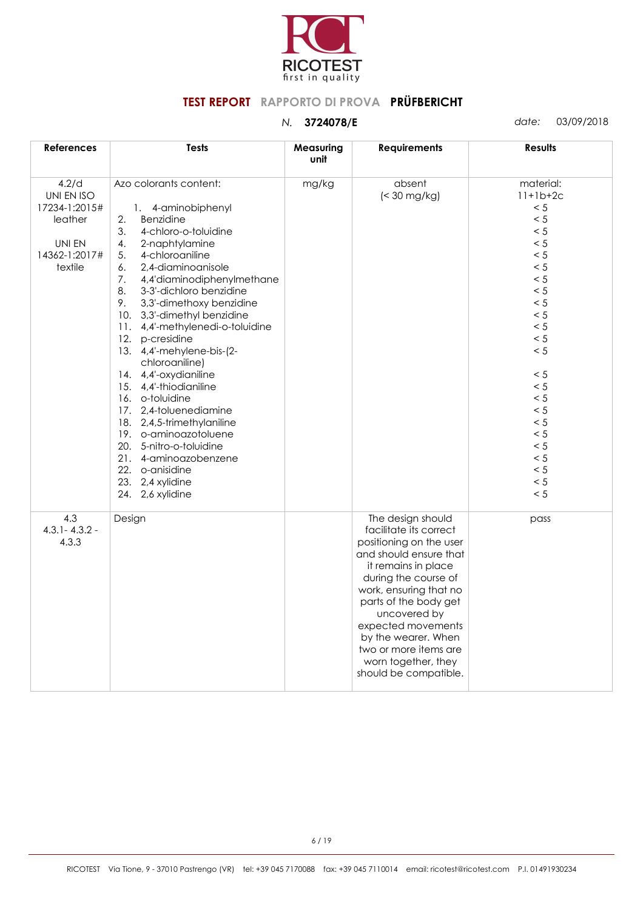RICOTEST
first in quality

**TEST REPORT** RAPPORTO DI PROVA **PRÜFBERICHT**

*N.* **3724078/E** *date:* 03/09/2018

| References | Tests | Measuring unit | Requirements | Results |
|---|---|---|---|---|
| 4.2/d UNI EN ISO 17234-1:2015# leather<br><br>UNI EN 14362-1:2017# textile | Azo colorants content:<br><br>1. 4-aminobiphenyl<br>2. Benzidine<br>3. 4-chloro-o-toluidine<br>4. 2-naphtylamine<br>5. 4-chloroaniline<br>6. 2,4-diaminoanisole<br>7. 4,4'diaminodiphenylmethane<br>8. 3-3'-dichloro benzidine<br>9. 3,3'-dimethoxy benzidine<br>10. 3,3'-dimethyl benzidine<br>11. 4,4'-methylenedi-o-toluidine<br>12. p-cresidine<br>13. 4,4'-mehylene-bis-(2-chloroaniline)<br>14. 4,4'-oxydianiline<br>15. 4,4'-thiodianiline<br>16. o-toluidine<br>17. 2,4-toluenediamine<br>18. 2,4,5-trimethylaniline<br>19. o-aminoazotoluene<br>20. 5-nitro-o-toluidine<br>21. 4-aminoazobenzene<br>22. o-anisidine<br>23. 2,4 xylidine<br>24. 2,6 xylidine | mg/kg | absent<br>(< 30 mg/kg) | material:<br>11+1b+2c<br>< 5<br>< 5<br>< 5<br>< 5<br>< 5<br>< 5<br>< 5<br>< 5<br>< 5<br>< 5<br>< 5<br>< 5<br>< 5<br><br>< 5<br>< 5<br>< 5<br>< 5<br>< 5<br>< 5<br>< 5<br>< 5<br>< 5<br>< 5<br>< 5 |
| 4.3<br>4.3.1- 4.3.2 - 4.3.3 | Design | | The design should facilitate its correct positioning on the user and should ensure that it remains in place during the course of work, ensuring that no parts of the body get uncovered by expected movements by the wearer. When two or more items are worn together, they should be compatible. | pass |

RICOTEST Via Tione, 9 - 37010 Pastrengo (VR) tel: +39 045 7170088 fax: +39 045 7110014 email: ricotest@ricotest.com P.I. 01491930234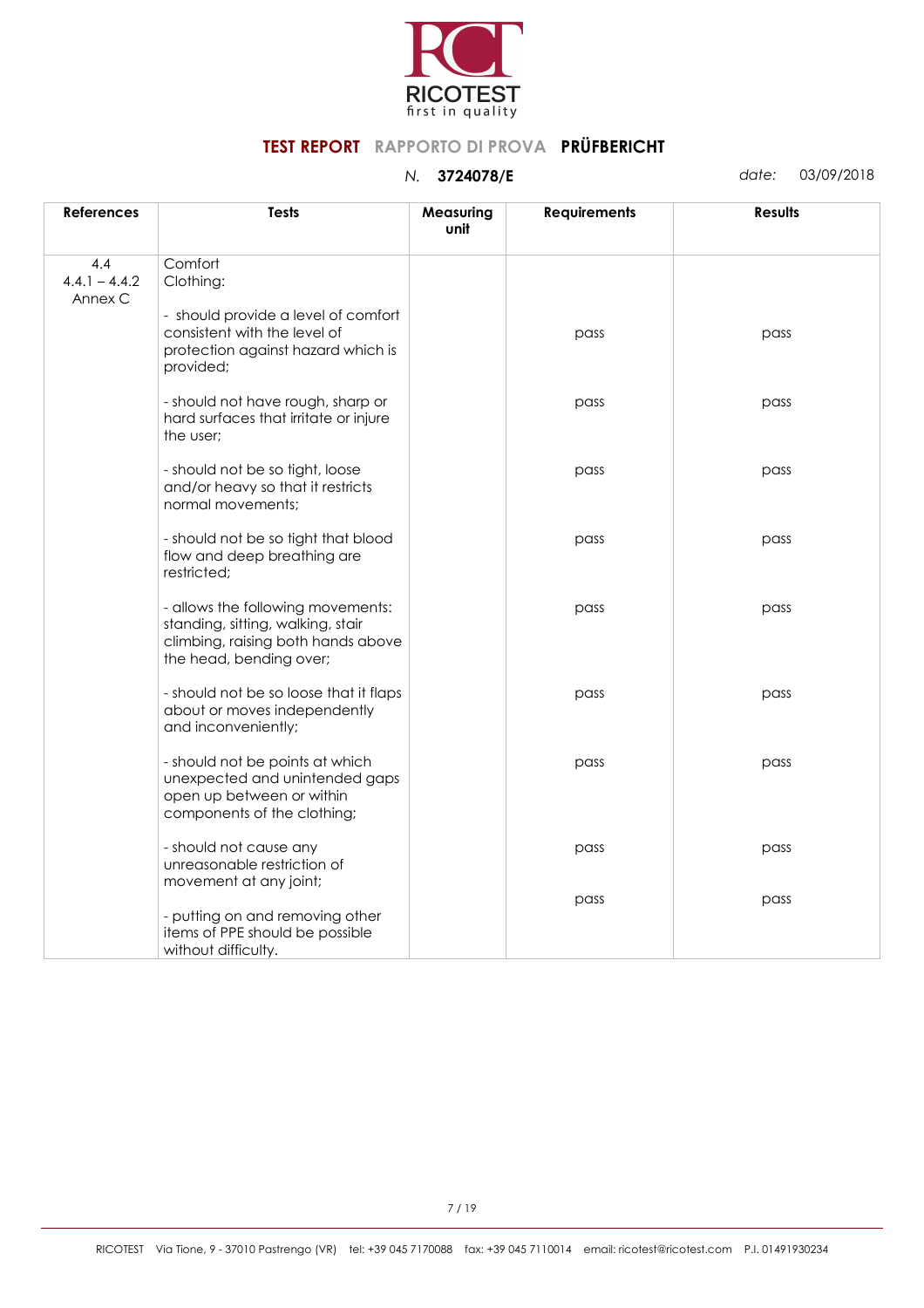RICOTEST
first in quality

**TEST REPORT** RAPPORTO DI PROVA **PRÜFBERICHT**

*N.* **3724078/E** *date:* 03/09/2018

| References | Tests | Measuring unit | Requirements | Results |
|---|---|---|---|---|
| 4.4<br>4.4.1 – 4.4.2<br>Annex C | Comfort<br>Clothing: | | | |
| | - should provide a level of comfort consistent with the level of protection against hazard which is provided; | | pass | pass |
| | - should not have rough, sharp or hard surfaces that irritate or injure the user; | | pass | pass |
| | - should not be so tight, loose and/or heavy so that it restricts normal movements; | | pass | pass |
| | - should not be so tight that blood flow and deep breathing are restricted; | | pass | pass |
| | - allows the following movements: standing, sitting, walking, stair climbing, raising both hands above the head, bending over; | | pass | pass |
| | - should not be so loose that it flaps about or moves independently and inconveniently; | | pass | pass |
| | - should not be points at which unexpected and unintended gaps open up between or within components of the clothing; | | pass | pass |
| | - should not cause any unreasonable restriction of movement at any joint; | | pass | pass |
| | - putting on and removing other items of PPE should be possible without difficulty. | | pass | pass |

RICOTEST Via Tione, 9 - 37010 Pastrengo (VR) tel: +39 045 7170088 fax: +39 045 7110014 email: ricotest@ricotest.com P.I. 01491930234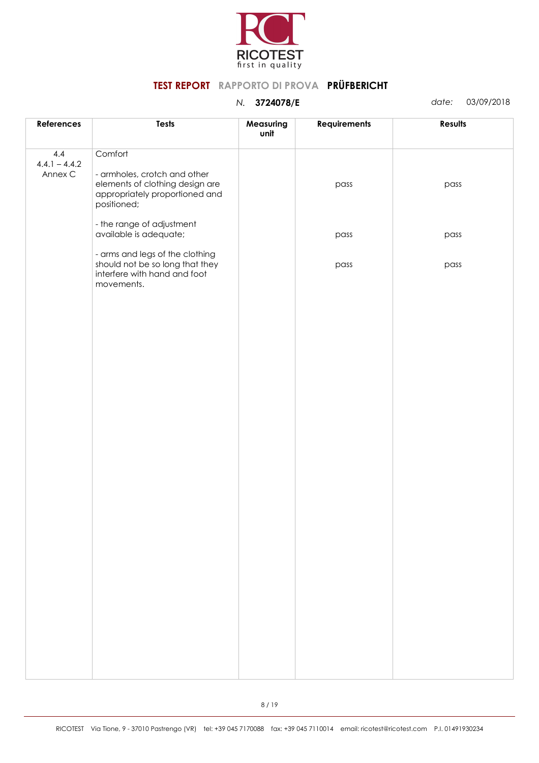**TEST REPORT** RAPPORTO DI PROVA **PRÜFBERICHT**

*N.* **3724078/E** *date:* 03/09/2018

| References | Tests | Measuring unit | Requirements | Results |
|---|---|---|---|---|
| 4.4<br>4.4.1 – 4.4.2<br>Annex C | Comfort | | | |
| | - armholes, crotch and other elements of clothing design are appropriately proportioned and positioned; | | pass | pass |
| | - the range of adjustment available is adequate; | | pass | pass |
| | - arms and legs of the clothing should not be so long that they interfere with hand and foot movements. | | pass | pass |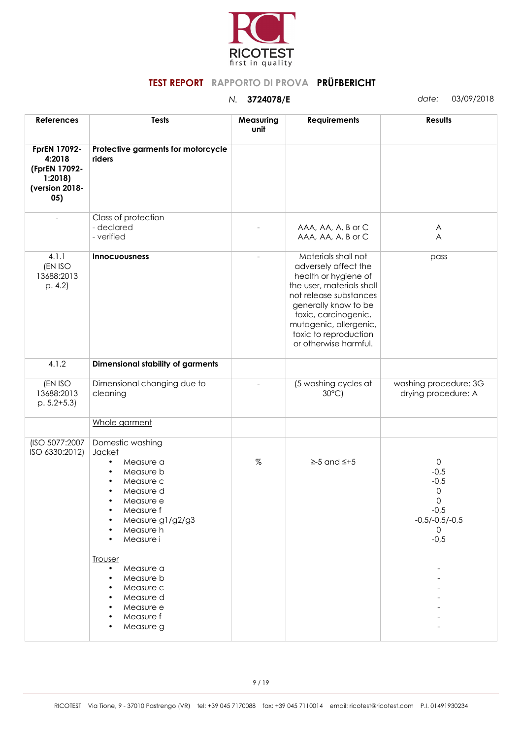RICOTEST
first in quality

**TEST REPORT** RAPPORTO DI PROVA **PRÜFBERICHT**

*N.* **3724078/E** *date:* 03/09/2018

| References | Tests | Measuring unit | Requirements | Results |
|---|---|---|---|---|
| **FprEN 17092-4:2018 (FprEN 17092-1:2018) (version 2018-05)** | **Protective garments for motorcycle riders** | | | |
| - | Class of protection<br>- declared<br>- verified | - | AAA, AA, A, B or C<br>AAA, AA, A, B or C | A<br>A |
| 4.1.1<br>(EN ISO 13688:2013 p. 4.2) | **Innocuousness** | - | Materials shall not adversely affect the health or hygiene of the user, materials shall not release substances generally know to be toxic, carcinogenic, mutagenic, allergenic, toxic to reproduction or otherwise harmful. | pass |
| 4.1.2 | **Dimensional stability of garments** | | | |
| (EN ISO 13688:2013 p. 5.2+5.3) | Dimensional changing due to cleaning | - | (5 washing cycles at 30°C) | washing procedure: 3G<br>drying procedure: A |
| | Whole garment | | | |
| (ISO 5077:2007 ISO 6330:2012) | Domestic washing<br>Jacket<br>• Measure a<br>• Measure b<br>• Measure c<br>• Measure d<br>• Measure e<br>• Measure f<br>• Measure g1/g2/g3<br>• Measure h<br>• Measure i<br><br>Trouser<br>• Measure a<br>• Measure b<br>• Measure c<br>• Measure d<br>• Measure e<br>• Measure f<br>• Measure g | % | ≥-5 and ≤+5 | <br><br>0<br>-0,5<br>-0,5<br>0<br>0<br>-0,5<br>-0,5/-0,5/-0,5<br>0<br>-0,5<br><br><br>-<br>-<br>-<br>-<br>-<br>-<br>- |

RICOTEST Via Tione, 9 - 37010 Pastrengo (VR) tel: +39 045 7170088 fax: +39 045 7110014 email: ricotest@ricotest.com P.I. 01491930234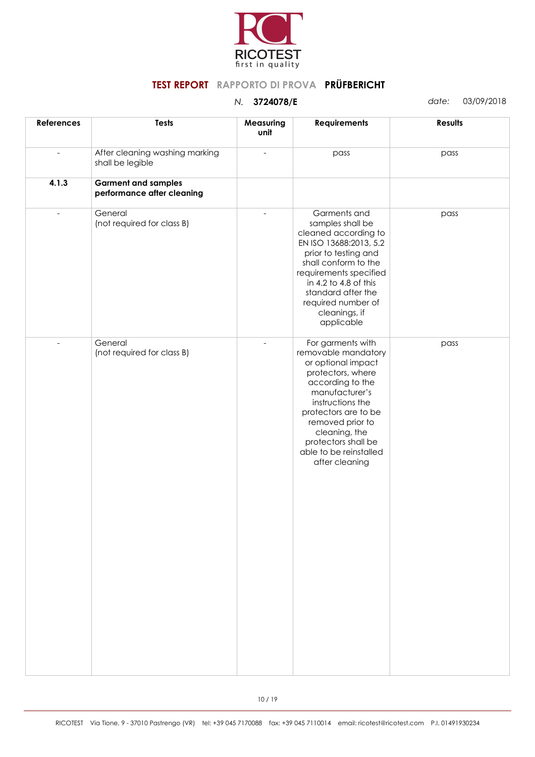**TEST REPORT** RAPPORTO DI PROVA **PRÜFBERICHT**

*N.* **3724078/E** *date:* 03/09/2018

| References | Tests | Measuring unit | Requirements | Results |
|---|---|---|---|---|
| - | After cleaning washing marking shall be legible | - | pass | pass |
| **4.1.3** | **Garment and samples performance after cleaning** | | | |
| - | General (not required for class B) | - | Garments and samples shall be cleaned according to EN ISO 13688:2013, 5.2 prior to testing and shall conform to the requirements specified in 4.2 to 4.8 of this standard after the required number of cleanings, if applicable | pass |
| - | General (not required for class B) | - | For garments with removable mandatory or optional impact protectors, where according to the manufacturer's instructions the protectors are to be removed prior to cleaning, the protectors shall be able to be reinstalled after cleaning | pass |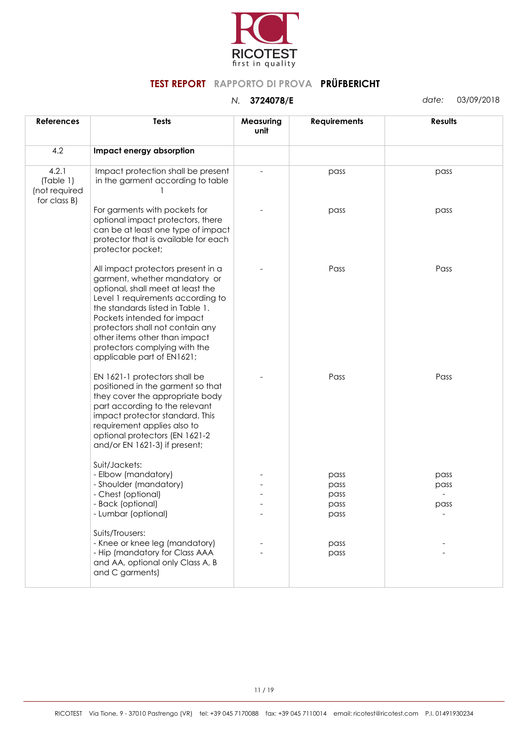RICOTEST
first in quality

**TEST REPORT** RAPPORTO DI PROVA **PRÜFBERICHT**

*N.* **3724078/E** *date:* 03/09/2018

| References | Tests | Measuring unit | Requirements | Results |
|---|---|---|---|---|
| 4.2 | **Impact energy absorption** | | | |
| 4.2.1 (Table 1) (not required for class B) | Impact protection shall be present in the garment according to table 1 | - | pass | pass |
| | For garments with pockets for optional impact protectors, there can be at least one type of impact protector that is available for each protector pocket; | - | pass | pass |
| | All impact protectors present in a garment, whether mandatory or optional, shall meet at least the Level 1 requirements according to the standards listed in Table 1. Pockets intended for impact protectors shall not contain any other items other than impact protectors complying with the applicable part of EN1621; | - | Pass | Pass |
| | EN 1621-1 protectors shall be positioned in the garment so that they cover the appropriate body part according to the relevant impact protector standard. This requirement applies also to optional protectors (EN 1621-2 and/or EN 1621-3) if present; | - | Pass | Pass |
| | Suit/Jackets: | | | |
| | - Elbow (mandatory) | - | pass | pass |
| | - Shoulder (mandatory) | - | pass | pass |
| | - Chest (optional) | - | pass | - |
| | - Back (optional) | - | pass | pass |
| | - Lumbar (optional) | - | pass | - |
| | Suits/Trousers: | | | |
| | - Knee or knee leg (mandatory) | - | pass | - |
| | - Hip (mandatory for Class AAA and AA, optional only Class A, B and C garments) | - | pass | - |

RICOTEST Via Tione, 9 - 37010 Pastrengo (VR) tel: +39 045 7170088 fax: +39 045 7110014 email: ricotest@ricotest.com P.I. 01491930234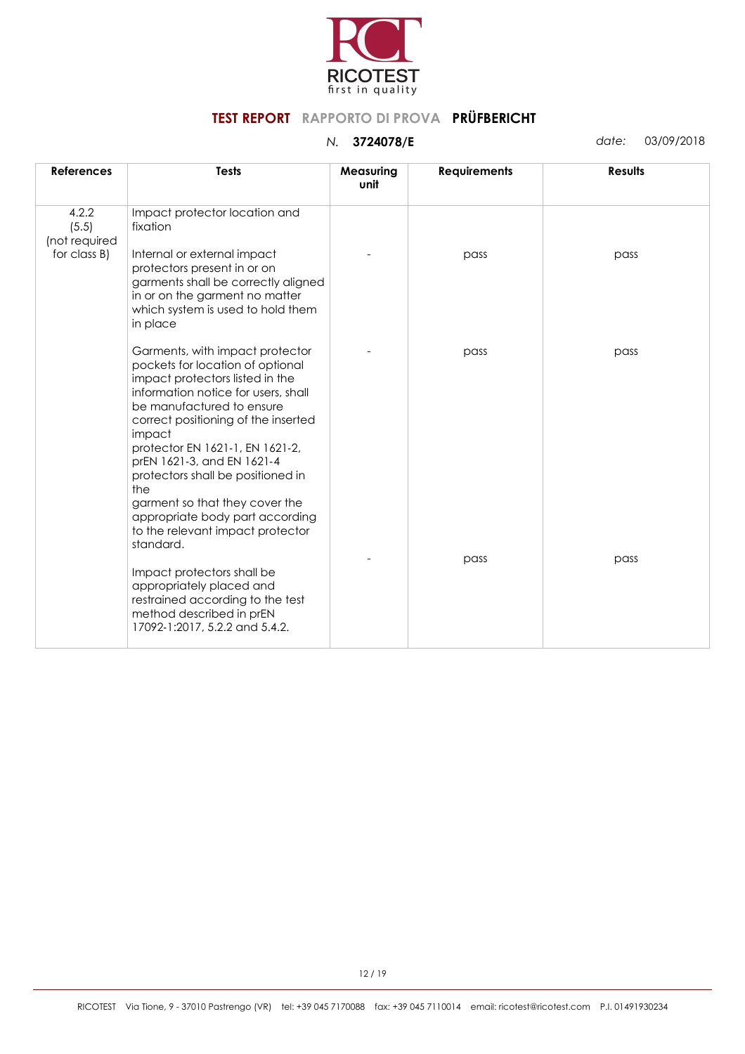# TEST REPORT RAPPORTO DI PROVA PRÜFBERICHT

*N.* **3724078/E** *date:* 03/09/2018

| References | Tests | Measuring unit | Requirements | Results |
|---|---|---|---|---|
| 4.2.2 (5.5) (not required for class B) | Impact protector location and fixation | | | |
| | Internal or external impact protectors present in or on garments shall be correctly aligned in or on the garment no matter which system is used to hold them in place | - | pass | pass |
| | Garments, with impact protector pockets for location of optional impact protectors listed in the information notice for users, shall be manufactured to ensure correct positioning of the inserted impact protector EN 1621-1, EN 1621-2, prEN 1621-3, and EN 1621-4 protectors shall be positioned in the garment so that they cover the appropriate body part according to the relevant impact protector standard. | - | pass | pass |
| | Impact protectors shall be appropriately placed and restrained according to the test method described in prEN 17092-1:2017, 5.2.2 and 5.4.2. | - | pass | pass |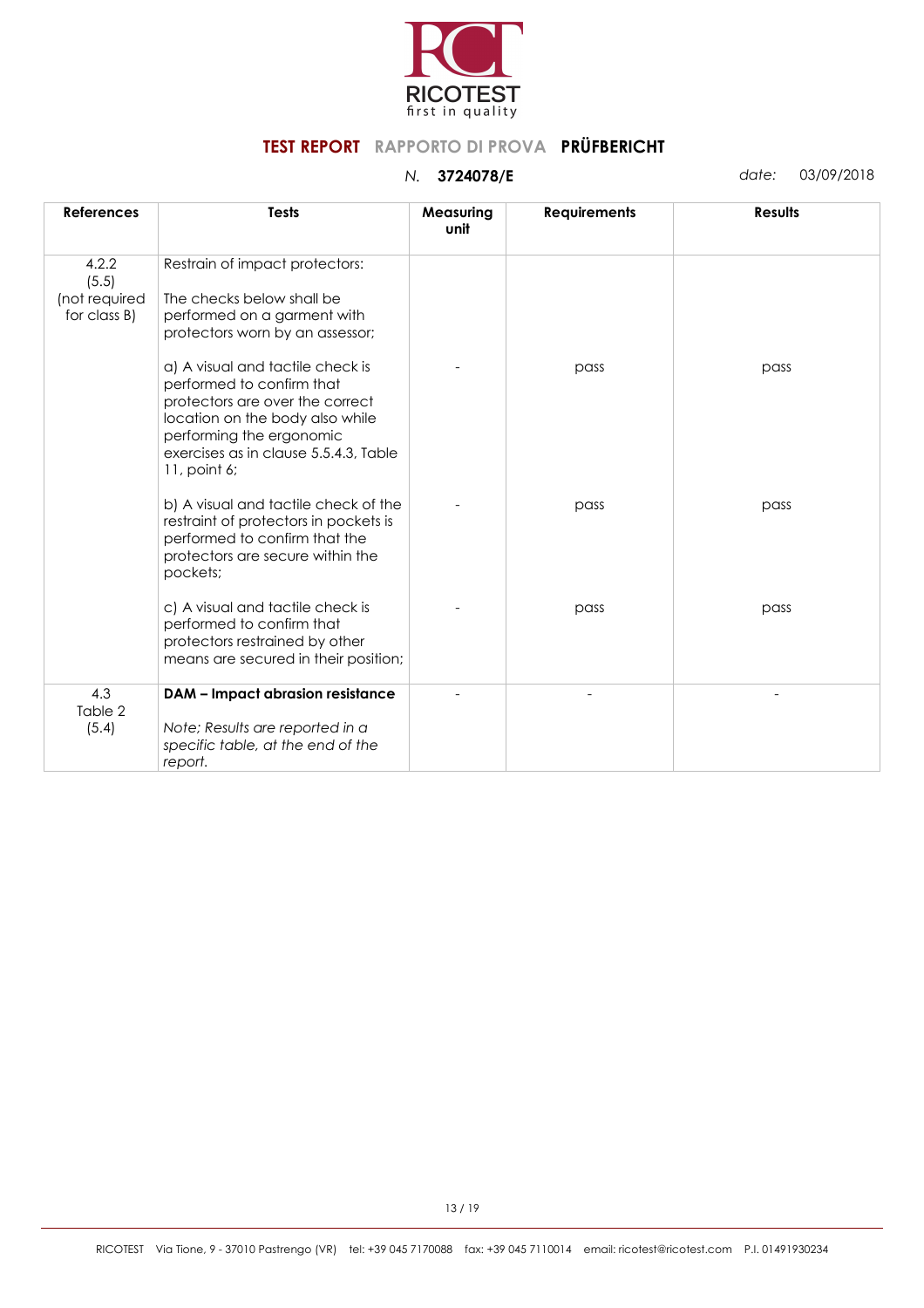**TEST REPORT** RAPPORTO DI PROVA **PRÜFBERICHT**

*N.* **3724078/E** *date:* 03/09/2018

| References | Tests | Measuring unit | Requirements | Results |
|---|---|---|---|---|
| 4.2.2 (5.5) (not required for class B) | Restrain of impact protectors:<br><br>The checks below shall be performed on a garment with protectors worn by an assessor; | | | |
| | a) A visual and tactile check is performed to confirm that protectors are over the correct location on the body also while performing the ergonomic exercises as in clause 5.5.4.3, Table 11, point 6; | - | pass | pass |
| | b) A visual and tactile check of the restraint of protectors in pockets is performed to confirm that the protectors are secure within the pockets; | - | pass | pass |
| | c) A visual and tactile check is performed to confirm that protectors restrained by other means are secured in their position; | - | pass | pass |
| 4.3 Table 2 (5.4) | **DAM – Impact abrasion resistance**<br><br>*Note; Results are reported in a specific table, at the end of the report.* | - | - | - |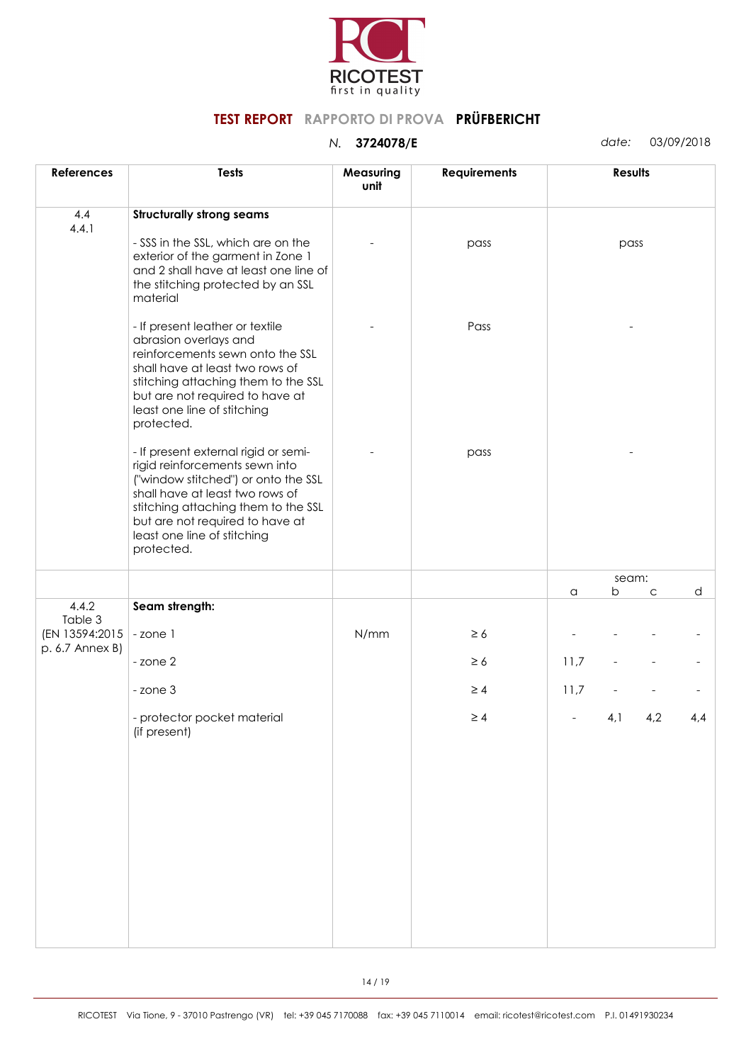# TEST REPORT RAPPORTO DI PROVA PRÜFBERICHT

*N.* **3724078/E** *date:* 03/09/2018

| References | Tests | Measuring unit | Requirements | Results | | | |
|---|---|---|---|---|---|---|---|
| 4.4<br>4.4.1 | **Structurally strong seams** | | | | | | |
| | - SSS in the SSL, which are on the exterior of the garment in Zone 1 and 2 shall have at least one line of the stitching protected by an SSL material | - | pass | pass | | | |
| | - If present leather or textile abrasion overlays and reinforcements sewn onto the SSL shall have at least two rows of stitching attaching them to the SSL but are not required to have at least one line of stitching protected. | - | Pass | - | | | |
| | - If present external rigid or semi-rigid reinforcements sewn into ("window stitched") or onto the SSL shall have at least two rows of stitching attaching them to the SSL but are not required to have at least one line of stitching protected. | - | pass | - | | | |
| | | | | seam: | | | |
| | | | | a | b | c | d |
| 4.4.2<br>Table 3<br>(EN 13594:2015 p. 6.7 Annex B) | **Seam strength:** | | | | | | |
| | - zone 1 | N/mm | ≥ 6 | - | - | - | - |
| | - zone 2 | | ≥ 6 | 11,7 | - | - | - |
| | - zone 3 | | ≥ 4 | 11,7 | - | - | - |
| | - protector pocket material (if present) | | ≥ 4 | - | 4,1 | 4,2 | 4,4 |

RICOTEST Via Tione, 9 - 37010 Pastrengo (VR) tel: +39 045 7170088 fax: +39 045 7110014 email: ricotest@ricotest.com P.I. 01491930234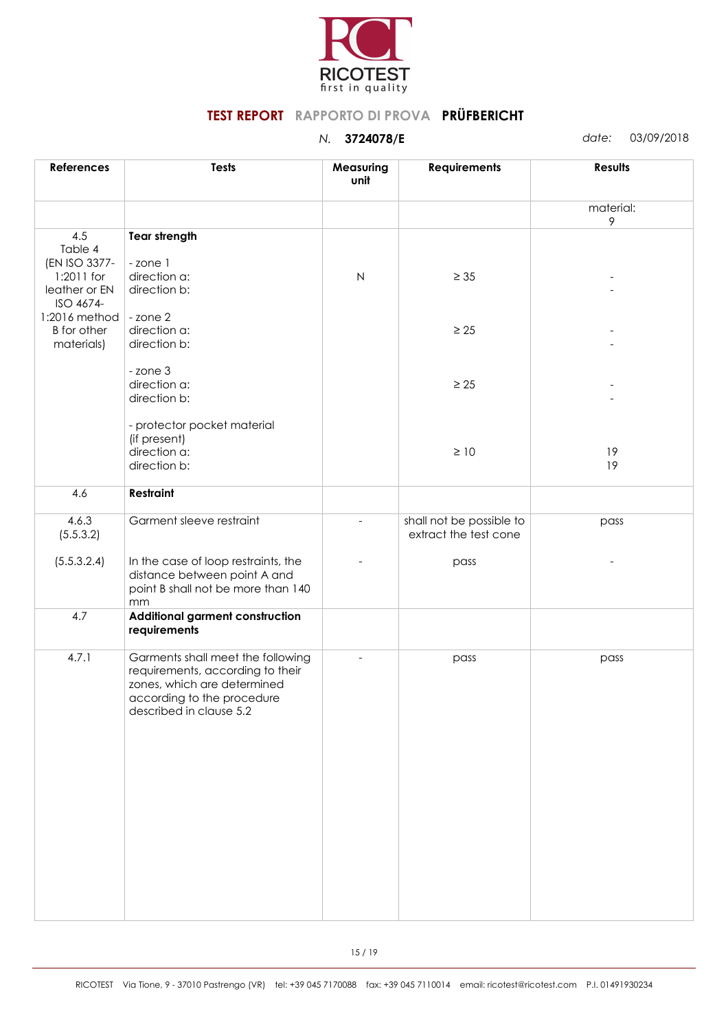RICOTEST
first in quality

**TEST REPORT** RAPPORTO DI PROVA **PRÜFBERICHT**

*N.* **3724078/E** *date:* 03/09/2018

| References | Tests | Measuring unit | Requirements | Results |
|---|---|---|---|---|
| | | | | material: 9 |
| 4.5 Table 4 (EN ISO 3377-1:2011 for leather or EN ISO 4674-1:2016 method B for other materials) | **Tear strength** | | | |
| | - zone 1 direction a: direction b: | N | ≥ 35 | - - |
| | - zone 2 direction a: direction b: | | ≥ 25 | - - |
| | - zone 3 direction a: direction b: | | ≥ 25 | - - |
| | - protector pocket material (if present) direction a: direction b: | | ≥ 10 | 19 19 |
| 4.6 | **Restraint** | | | |
| 4.6.3 (5.5.3.2) | Garment sleeve restraint | - | shall not be possible to extract the test cone | pass |
| (5.5.3.2.4) | In the case of loop restraints, the distance between point A and point B shall not be more than 140 mm | - | pass | - |
| 4.7 | **Additional garment construction requirements** | | | |
| 4.7.1 | Garments shall meet the following requirements, according to their zones, which are determined according to the procedure described in clause 5.2 | - | pass | pass |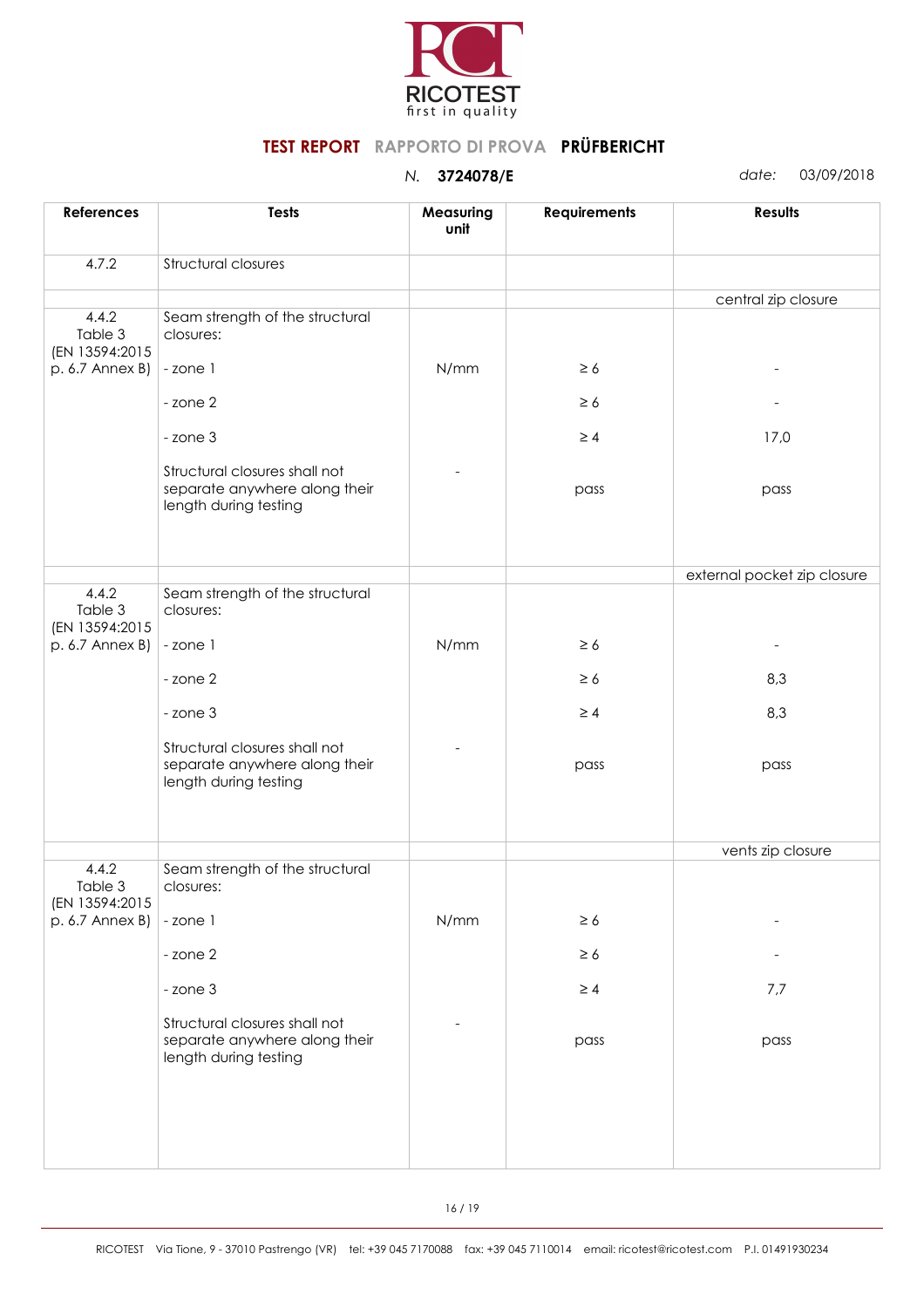RICOTEST
first in quality

**TEST REPORT** RAPPORTO DI PROVA **PRÜFBERICHT**

*N.* **3724078/E** *date:* 03/09/2018

| References | Tests | Measuring unit | Requirements | Results |
|---|---|---|---|---|
| 4.7.2 | Structural closures | | | |
| | | | | central zip closure |
| 4.4.2 Table 3 (EN 13594:2015 p. 6.7 Annex B) | Seam strength of the structural closures: | | | |
| | - zone 1 | N/mm | ≥ 6 | - |
| | - zone 2 | | ≥ 6 | - |
| | - zone 3 | | ≥ 4 | 17,0 |
| | Structural closures shall not separate anywhere along their length during testing | - | pass | pass |
| | | | | external pocket zip closure |
| 4.4.2 Table 3 (EN 13594:2015 p. 6.7 Annex B) | Seam strength of the structural closures: | | | |
| | - zone 1 | N/mm | ≥ 6 | - |
| | - zone 2 | | ≥ 6 | 8,3 |
| | - zone 3 | | ≥ 4 | 8,3 |
| | Structural closures shall not separate anywhere along their length during testing | - | pass | pass |
| | | | | vents zip closure |
| 4.4.2 Table 3 (EN 13594:2015 p. 6.7 Annex B) | Seam strength of the structural closures: | | | |
| | - zone 1 | N/mm | ≥ 6 | - |
| | - zone 2 | | ≥ 6 | - |
| | - zone 3 | | ≥ 4 | 7,7 |
| | Structural closures shall not separate anywhere along their length during testing | - | pass | pass |

RICOTEST Via Tione, 9 - 37010 Pastrengo (VR) tel: +39 045 7170088 fax: +39 045 7110014 email: ricotest@ricotest.com P.I. 01491930234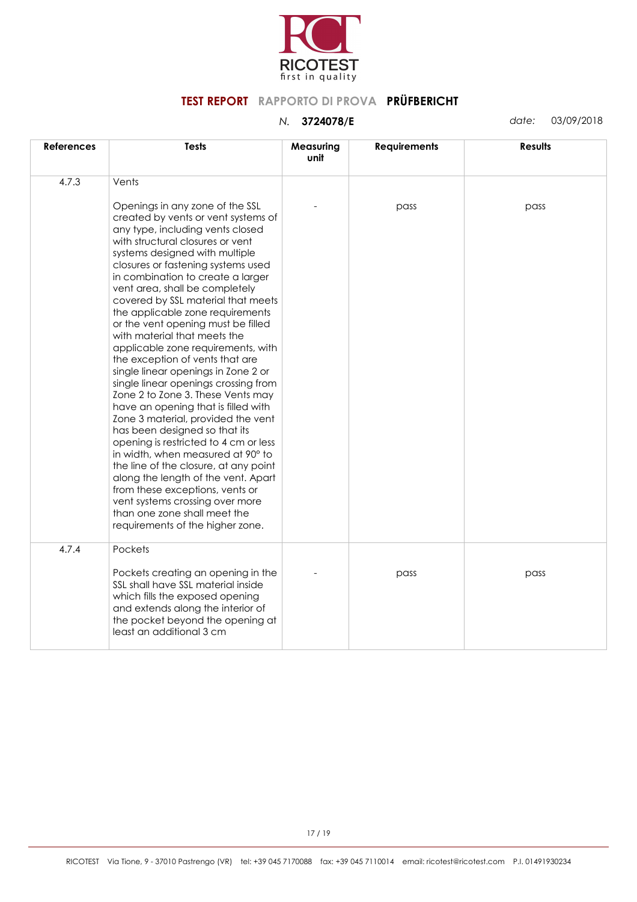**TEST REPORT** RAPPORTO DI PROVA **PRÜFBERICHT**

*N.* **3724078/E** *date:* 03/09/2018

| References | Tests | Measuring unit | Requirements | Results |
|---|---|---|---|---|
| 4.7.3 | Vents<br><br>Openings in any zone of the SSL created by vents or vent systems of any type, including vents closed with structural closures or vent systems designed with multiple closures or fastening systems used in combination to create a larger vent area, shall be completely covered by SSL material that meets the applicable zone requirements or the vent opening must be filled with material that meets the applicable zone requirements, with the exception of vents that are single linear openings in Zone 2 or single linear openings crossing from Zone 2 to Zone 3. These Vents may have an opening that is filled with Zone 3 material, provided the vent has been designed so that its opening is restricted to 4 cm or less in width, when measured at 90° to the line of the closure, at any point along the length of the vent. Apart from these exceptions, vents or vent systems crossing over more than one zone shall meet the requirements of the higher zone. | - | pass | pass |
| 4.7.4 | Pockets<br><br>Pockets creating an opening in the SSL shall have SSL material inside which fills the exposed opening and extends along the interior of the pocket beyond the opening at least an additional 3 cm | - | pass | pass |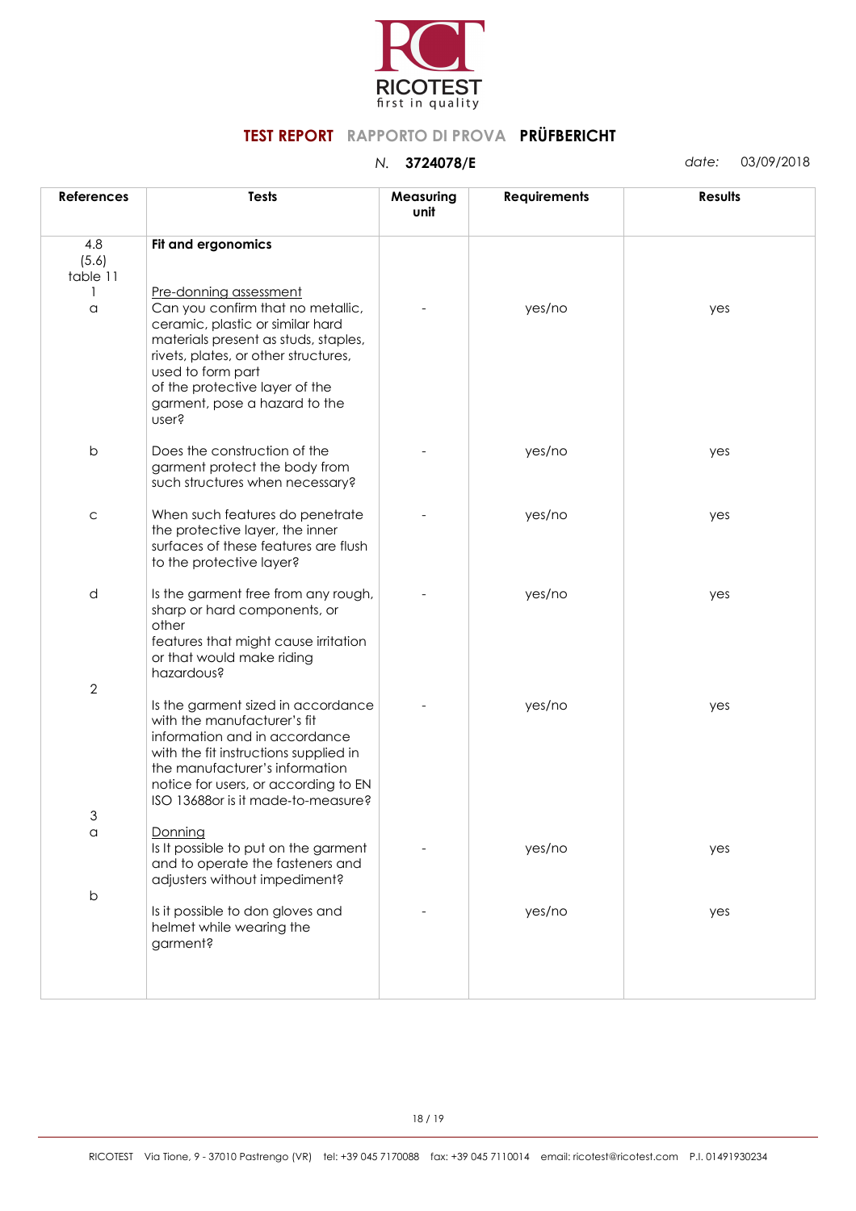**TEST REPORT** RAPPORTO DI PROVA **PRÜFBERICHT**

*N.* **3724078/E** *date:* 03/09/2018

| References | Tests | Measuring unit | Requirements | Results |
|---|---|---|---|---|
| 4.8 (5.6) table 11 | **Fit and ergonomics** | | | |
| 1 a | Pre-donning assessment Can you confirm that no metallic, ceramic, plastic or similar hard materials present as studs, staples, rivets, plates, or other structures, used to form part of the protective layer of the garment, pose a hazard to the user? | - | yes/no | yes |
| b | Does the construction of the garment protect the body from such structures when necessary? | - | yes/no | yes |
| c | When such features do penetrate the protective layer, the inner surfaces of these features are flush to the protective layer? | - | yes/no | yes |
| d | Is the garment free from any rough, sharp or hard components, or other features that might cause irritation or that would make riding hazardous? | - | yes/no | yes |
| 2 | Is the garment sized in accordance with the manufacturer's fit information and in accordance with the fit instructions supplied in the manufacturer's information notice for users, or according to EN ISO 13688or is it made-to-measure? | - | yes/no | yes |
| 3 a | Donning Is It possible to put on the garment and to operate the fasteners and adjusters without impediment? | - | yes/no | yes |
| b | Is it possible to don gloves and helmet while wearing the garment? | - | yes/no | yes |

RICOTEST Via Tione, 9 - 37010 Pastrengo (VR) tel: +39 045 7170088 fax: +39 045 7110014 email: ricotest@ricotest.com P.I. 01491930234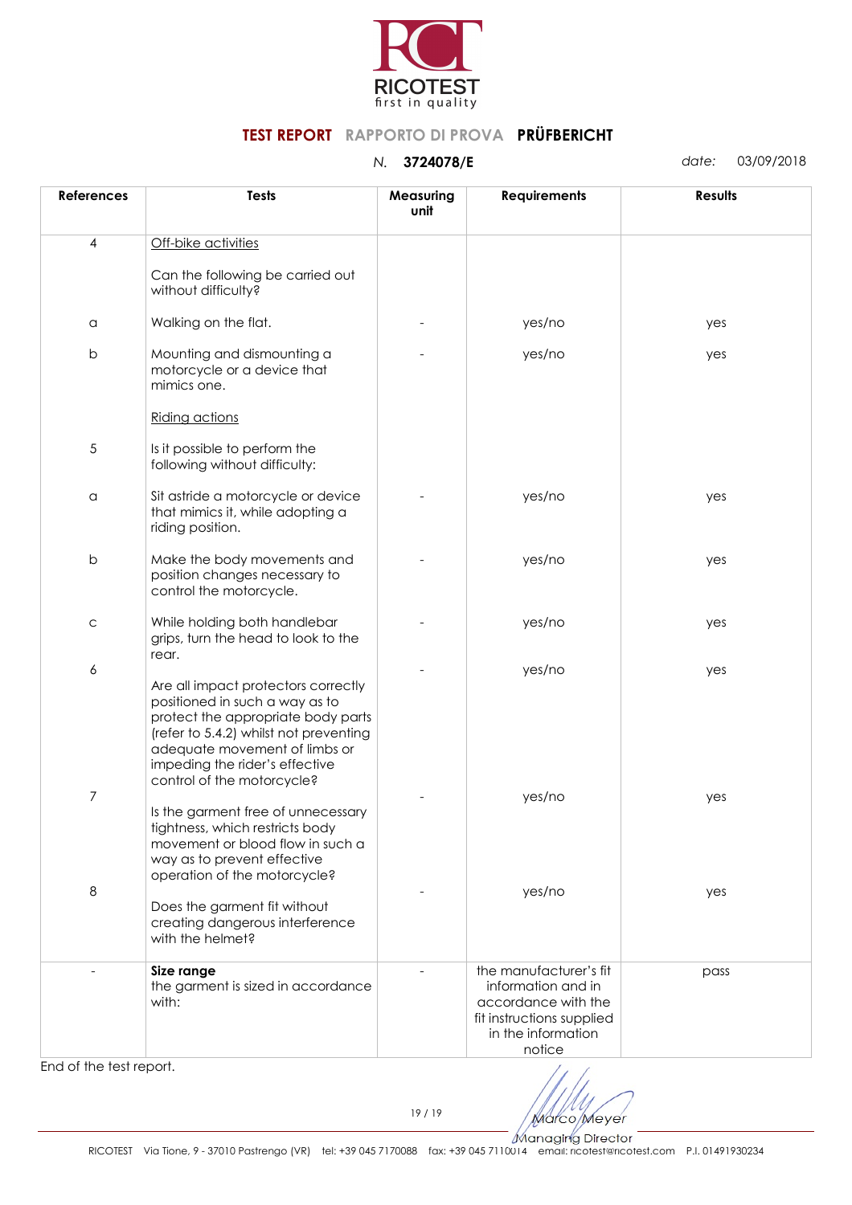RICOTEST
first in quality

**TEST REPORT** RAPPORTO DI PROVA **PRÜFBERICHT**

*N.* **3724078/E** *date:* 03/09/2018

| References | Tests | Measuring unit | Requirements | Results |
|---|---|---|---|---|
| 4 | Off-bike activities<br><br>Can the following be carried out without difficulty? | | | |
| a | Walking on the flat. | - | yes/no | yes |
| b | Mounting and dismounting a motorcycle or a device that mimics one. | - | yes/no | yes |
| | Riding actions | | | |
| 5 | Is it possible to perform the following without difficulty: | | | |
| a | Sit astride a motorcycle or device that mimics it, while adopting a riding position. | - | yes/no | yes |
| b | Make the body movements and position changes necessary to control the motorcycle. | - | yes/no | yes |
| c | While holding both handlebar grips, turn the head to look to the rear. | - | yes/no | yes |
| 6 | Are all impact protectors correctly positioned in such a way as to protect the appropriate body parts (refer to 5.4.2) whilst not preventing adequate movement of limbs or impeding the rider's effective control of the motorcycle? | - | yes/no | yes |
| 7 | Is the garment free of unnecessary tightness, which restricts body movement or blood flow in such a way as to prevent effective operation of the motorcycle? | - | yes/no | yes |
| 8 | Does the garment fit without creating dangerous interference with the helmet? | - | yes/no | yes |
| - | **Size range**<br>the garment is sized in accordance with: | - | the manufacturer's fit information and in accordance with the fit instructions supplied in the information notice | pass |

End of the test report.

Marco Meyer
Managing Director

RICOTEST Via Tione, 9 - 37010 Pastrengo (VR) tel: +39 045 7170088 fax: +39 045 7110014 email: ricotest@ricotest.com P.I. 01491930234